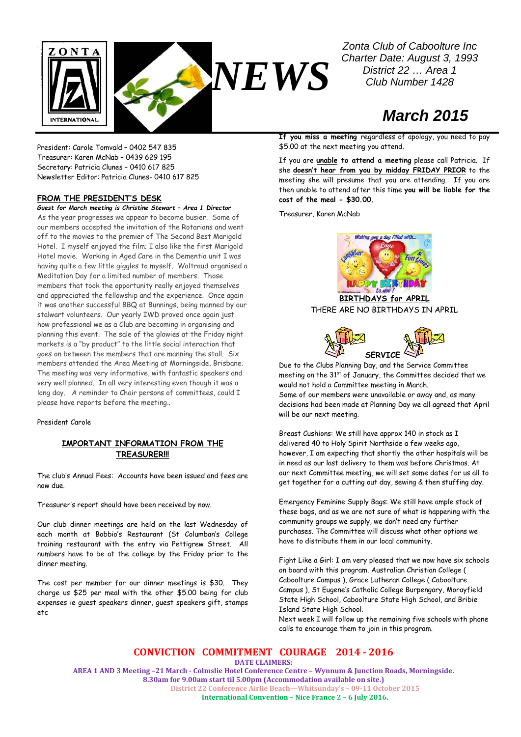# NEWS

Zonta Club of Caboolture Inc
Charter Date: August 3, 1993
District 22 … Area 1
Club Number 1428

## March 2015

President: Carole Tomvald – 0402 547 835
Treasurer: Karen McNab – 0439 629 195
Secretary: Patricia Clunes – 0410 617 825
Newsletter Editor: Patricia Clunes- 0410 617 825

### FROM THE PRESIDENT'S DESK

***Guest for March meeting is Christine Stewart – Area 1 Director***

As the year progresses we appear to become busier. Some of our members accepted the invitation of the Rotarians and went off to the movies to the premier of The Second Best Marigold Hotel. I myself enjoyed the film; I also like the first Marigold Hotel movie. Working in Aged Care in the Dementia unit I was having quite a few little giggles to myself. Waltraud organised a Meditation Day for a limited number of members. Those members that took the opportunity really enjoyed themselves and appreciated the fellowship and the experience. Once again it was another successful BBQ at Bunnings, being manned by our stalwart volunteers. Our yearly IWD proved once again just how professional we as a Club are becoming in organising and planning this event. The sale of the glowies at the Friday night markets is a "by product" to the little social interaction that goes on between the members that are manning the stall. Six members attended the Area Meeting at Morningside, Brisbane. The meeting was very informative, with fantastic speakers and very well planned. In all very interesting even though it was a long day. A reminder to Chair persons of committees, could I please have reports before the meeting..

President Carole

### IMPORTANT INFORMATION FROM THE TREASURER!!!

The club's Annual Fees: Accounts have been issued and fees are now due.

Treasurer's report should have been received by now.

Our club dinner meetings are held on the last Wednesday of each month at Bobbio's Restaurant (St Columban's College training restaurant with the entry via Pettigrew Street. All numbers have to be at the college by the Friday prior to the dinner meeting.

The cost per member for our dinner meetings is $30. They charge us $25 per meal with the other $5.00 being for club expenses ie guest speakers dinner, guest speakers gift, stamps etc

**If you miss a meeting** regardless of apology, you need to pay $5.00 at the next meeting you attend.

If you are **unable to attend a meeting** please call Patricia. If she **doesn't hear from you by midday FRIDAY PRIOR** to the meeting she will presume that you are attending. If you are then unable to attend after this time **you will be liable for the cost of the meal - $30.00.**

Treasurer, Karen McNab

### BIRTHDAYS for APRIL

THERE ARE NO BIRTHDAYS IN APRIL

### SERVICE

Due to the Clubs Planning Day, and the Service Committee meeting on the 31st of January, the Committee decided that we would not hold a Committee meeting in March.
Some of our members were unavailable or away and, as many decisions had been made at Planning Day we all agreed that April will be our next meeting.

Breast Cushions: We still have approx 140 in stock as I delivered 40 to Holy Spirit Northside a few weeks ago, however, I am expecting that shortly the other hospitals will be in need as our last delivery to them was before Christmas. At our next Committee meeting, we will set some dates for us all to get together for a cutting out day, sewing & then stuffing day.

Emergency Feminine Supply Bags: We still have ample stock of these bags, and as we are not sure of what is happening with the community groups we supply, we don't need any further purchases. The Committee will discuss what other options we have to distribute them in our local community.

Fight Like a Girl: I am very pleased that we now have six schools on board with this program. Australian Christian College ( Caboolture Campus ), Grace Lutheran College ( Caboolture Campus ), St Eugene's Catholic College Burpengary, Morayfield State High School, Caboolture State High School, and Bribie Island State High School.
Next week I will follow up the remaining five schools with phone calls to encourage them to join in this program.

**CONVICTION COMMITMENT COURAGE 2014 - 2016**

**DATE CLAIMERS:**

**AREA 1 AND 3 Meeting –21 March - Colmslie Hotel Conference Centre – Wynnum & Junction Roads, Morningside.**
**8.30am for 9.00am start til 5.00pm (Accommodation available on site.)**
**District 22 Conference Airlie Beach—Whitsunday's – 09-11 October 2015**
**International Convention – Nice France 2 – 6 July 2016.**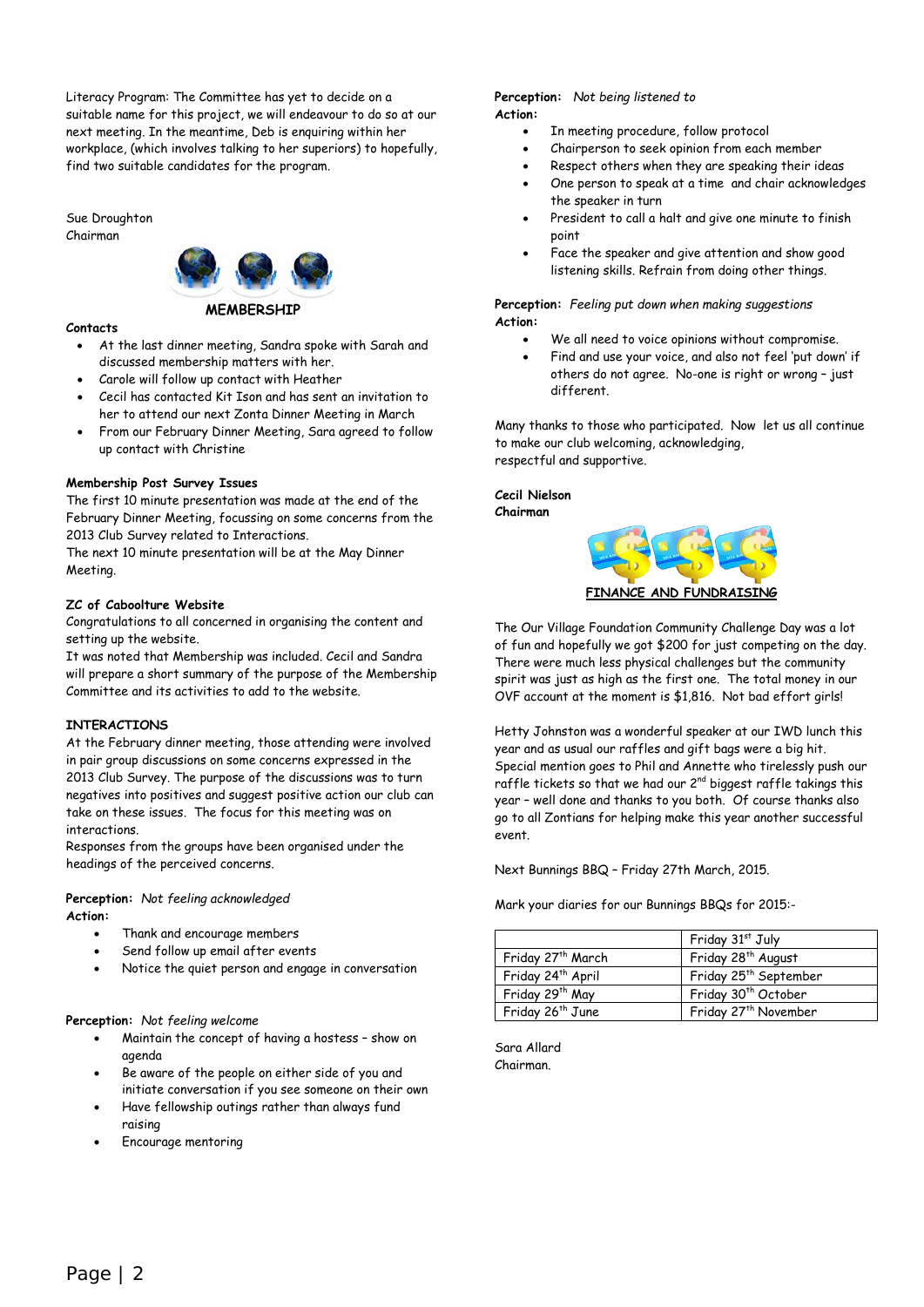Literacy Program: The Committee has yet to decide on a suitable name for this project, we will endeavour to do so at our next meeting. In the meantime, Deb is enquiring within her workplace, (which involves talking to her superiors) to hopefully, find two suitable candidates for the program.

Sue Droughton
Chairman

## MEMBERSHIP

**Contacts**

- At the last dinner meeting, Sandra spoke with Sarah and discussed membership matters with her.
- Carole will follow up contact with Heather
- Cecil has contacted Kit Ison and has sent an invitation to her to attend our next Zonta Dinner Meeting in March
- From our February Dinner Meeting, Sara agreed to follow up contact with Christine

**Membership Post Survey Issues**

The first 10 minute presentation was made at the end of the February Dinner Meeting, focussing on some concerns from the 2013 Club Survey related to Interactions.
The next 10 minute presentation will be at the May Dinner Meeting.

**ZC of Caboolture Website**

Congratulations to all concerned in organising the content and setting up the website.
It was noted that Membership was included. Cecil and Sandra will prepare a short summary of the purpose of the Membership Committee and its activities to add to the website.

**INTERACTIONS**

At the February dinner meeting, those attending were involved in pair group discussions on some concerns expressed in the 2013 Club Survey. The purpose of the discussions was to turn negatives into positives and suggest positive action our club can take on these issues. The focus for this meeting was on interactions.
Responses from the groups have been organised under the headings of the perceived concerns.

**Perception:** *Not feeling acknowledged*
**Action:**

- Thank and encourage members
- Send follow up email after events
- Notice the quiet person and engage in conversation

**Perception:** *Not feeling welcome*

- Maintain the concept of having a hostess – show on agenda
- Be aware of the people on either side of you and initiate conversation if you see someone on their own
- Have fellowship outings rather than always fund raising
- Encourage mentoring

**Perception:** *Not being listened to*
**Action:**

- In meeting procedure, follow protocol
- Chairperson to seek opinion from each member
- Respect others when they are speaking their ideas
- One person to speak at a time and chair acknowledges the speaker in turn
- President to call a halt and give one minute to finish point
- Face the speaker and give attention and show good listening skills. Refrain from doing other things.

**Perception:** *Feeling put down when making suggestions*
**Action:**

- We all need to voice opinions without compromise.
- Find and use your voice, and also not feel 'put down' if others do not agree. No-one is right or wrong – just different.

Many thanks to those who participated. Now let us all continue to make our club welcoming, acknowledging,
respectful and supportive.

**Cecil Nielson**
**Chairman**

## FINANCE AND FUNDRAISING

The Our Village Foundation Community Challenge Day was a lot of fun and hopefully we got $200 for just competing on the day. There were much less physical challenges but the community spirit was just as high as the first one. The total money in our OVF account at the moment is $1,816. Not bad effort girls!

Hetty Johnston was a wonderful speaker at our IWD lunch this year and as usual our raffles and gift bags were a big hit. Special mention goes to Phil and Annette who tirelessly push our raffle tickets so that we had our 2nd biggest raffle takings this year – well done and thanks to you both. Of course thanks also go to all Zontians for helping make this year another successful event.

Next Bunnings BBQ – Friday 27th March, 2015.

Mark your diaries for our Bunnings BBQs for 2015:-

| | Friday 31st July |
|---|---|
| Friday 27th March | Friday 28th August |
| Friday 24th April | Friday 25th September |
| Friday 29th May | Friday 30th October |
| Friday 26th June | Friday 27th November |

Sara Allard
Chairman.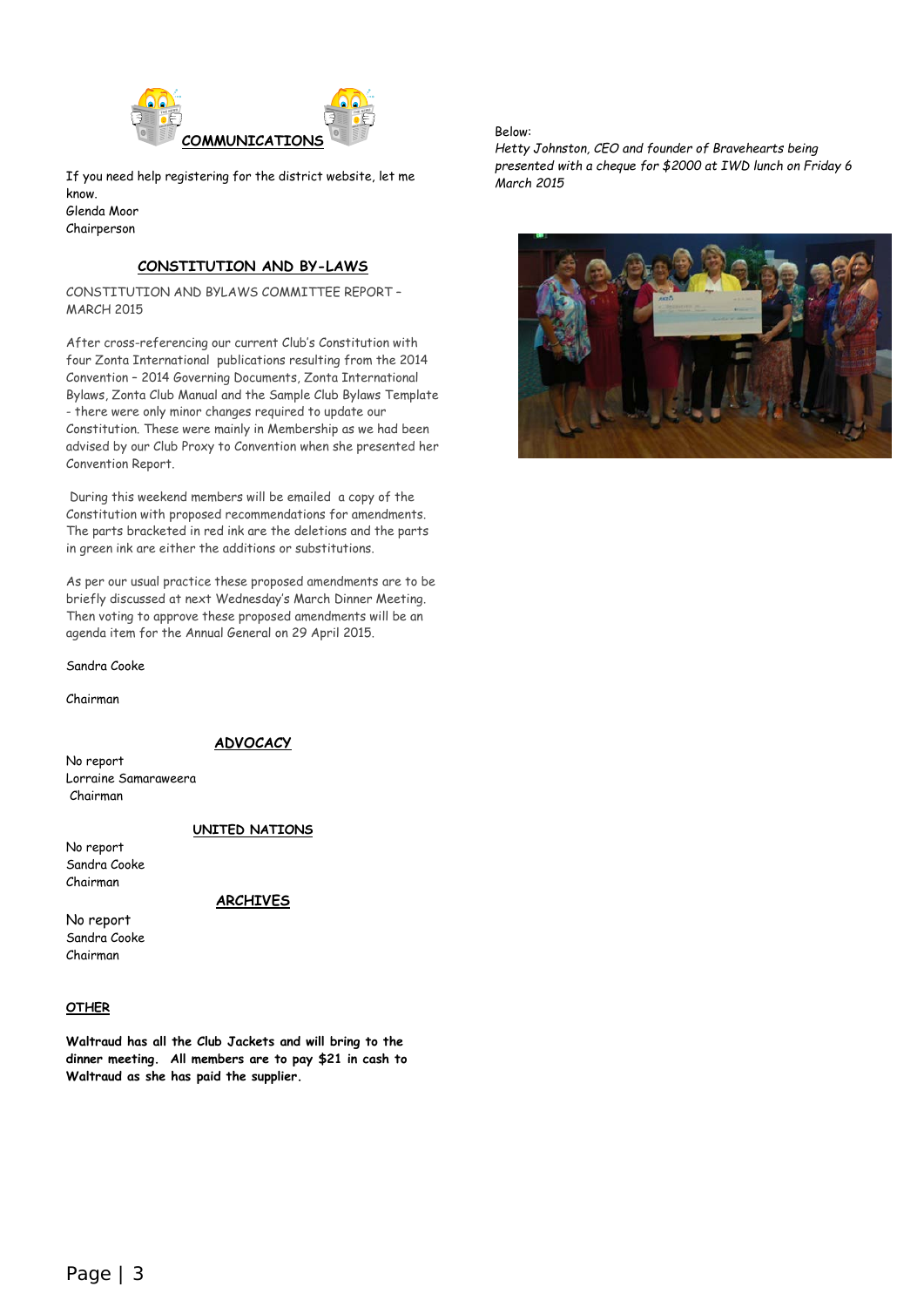## COMMUNICATIONS

If you need help registering for the district website, let me know.
Glenda Moor
Chairperson

## CONSTITUTION AND BY-LAWS

CONSTITUTION AND BYLAWS COMMITTEE REPORT – MARCH 2015

After cross-referencing our current Club's Constitution with four Zonta International publications resulting from the 2014 Convention – 2014 Governing Documents, Zonta International Bylaws, Zonta Club Manual and the Sample Club Bylaws Template - there were only minor changes required to update our Constitution. These were mainly in Membership as we had been advised by our Club Proxy to Convention when she presented her Convention Report.

During this weekend members will be emailed a copy of the Constitution with proposed recommendations for amendments. The parts bracketed in red ink are the deletions and the parts in green ink are either the additions or substitutions.

As per our usual practice these proposed amendments are to be briefly discussed at next Wednesday's March Dinner Meeting. Then voting to approve these proposed amendments will be an agenda item for the Annual General on 29 April 2015.

Sandra Cooke

Chairman

## ADVOCACY

No report
Lorraine Samaraweera
Chairman

## UNITED NATIONS

No report
Sandra Cooke
Chairman

## ARCHIVES

No report
Sandra Cooke
Chairman

## OTHER

**Waltraud has all the Club Jackets and will bring to the dinner meeting. All members are to pay $21 in cash to Waltraud as she has paid the supplier.**

Below:
*Hetty Johnston, CEO and founder of Bravehearts being presented with a cheque for $2000 at IWD lunch on Friday 6 March 2015*